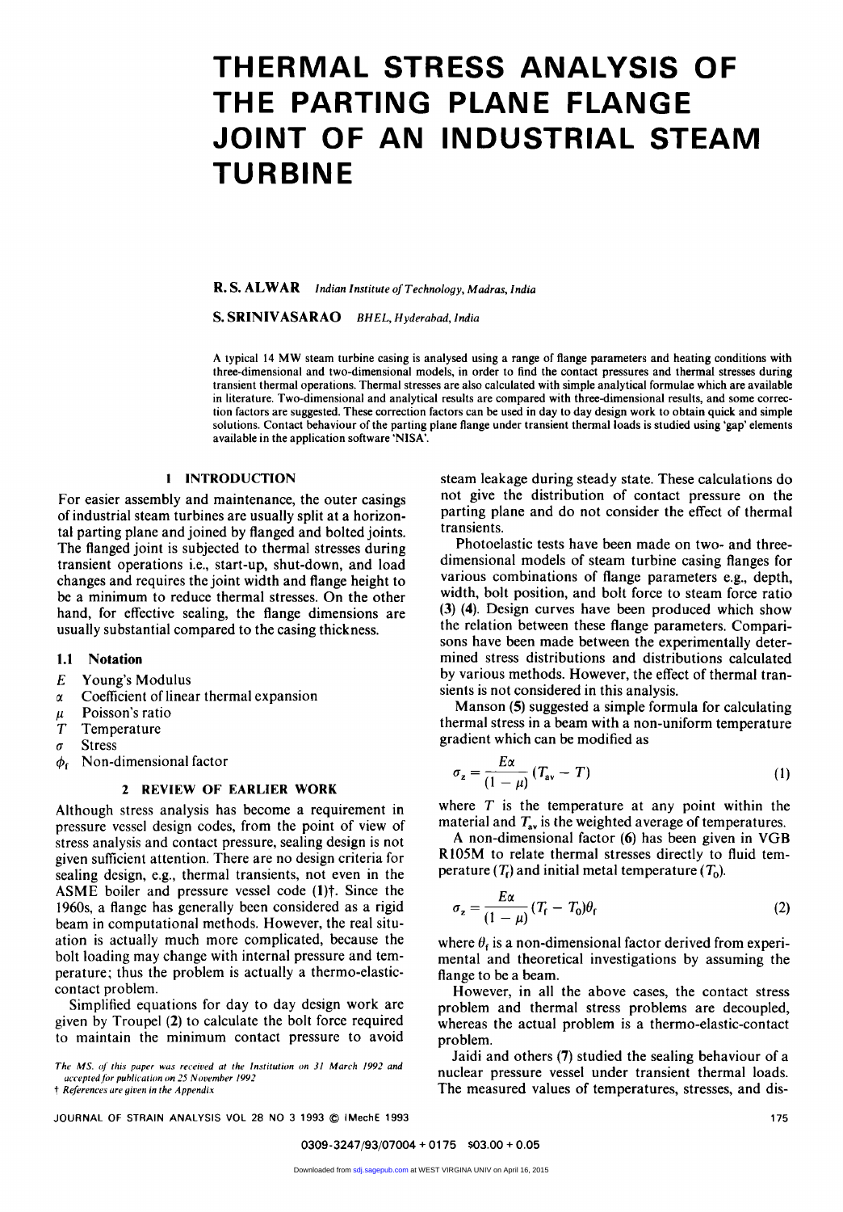# THERMAL STRESS ANALYSIS OF THE PARTING PLANE FLANGE JOINT OF AN INDUSTRIAL STEAM TURBINE

**R. S. ALWAR** *Indian Institute of Technology, Madras, India*

**S. SRINIVASARAO** *BHEL, Hyderabad, India*

A typical 14 MW steam turbine casing is analysed using a range of flange parameters and heating conditions with three-dimensional and two-dimensional models, in order to find the contact pressures and thermal stresses during transient thermal operations. Thermal stresses are also calculated with simple analytical formulae which are available in literature. Two-dimensional and analytical results are compared with three-dimensional results, and some correction factors are suggested. These correction factors can be used in day to day design work to obtain quick and simple solutions. Contact behaviour of the parting plane flange under transient thermal loads is studied using 'gap' elements available in the application software 'NISA'.

## 1 INTRODUCTION

For easier assembly and maintenance, the outer casings of industrial steam turbines are usually split at a horizontal parting plane and joined by flanged and bolted joints. The flanged joint is subjected to thermal stresses during transient operations i.e., start-up, shut-down, and load changes and requires the joint width and flange height to be a minimum to reduce thermal stresses. On the other hand, for effective sealing, the flange dimensions are usually substantial compared to the casing thickness.

### 1.1 Notation

- $E$ Young's Modulus
- $\alpha$ Coefficient of linear thermal expansion
- $\mu$ Poisson's ratio
- $T$ Temperature
- $\sigma$ Stress
- $\phi_f$ Non-dimensional factor

## 2 REVIEW OF EARLIER WORK

Although stress analysis has become a requirement in pressure vessel design codes, from the point of view of stress analysis and contact pressure, sealing design is not given sufficient attention. There are no design criteria for sealing design, e.g., thermal transients, not even in the ASME boiler and pressure vessel code (1)†. Since the 1960s, a flange has generally been considered as a rigid beam in computational methods. However, the real situation is actually much more complicated, because the bolt loading may change with internal pressure and temperature; thus the problem is actually a thermo-elastic-contact problem.

Simplified equations for day to day design work are given by Troupel (2) to calculate the bolt force required to maintain the minimum contact pressure to avoid steam leakage during steady state. These calculations do not give the distribution of contact pressure on the parting plane and do not consider the effect of thermal transients.

Photoelastic tests have been made on two- and three-dimensional models of steam turbine casing flanges for various combinations of flange parameters e.g., depth, width, bolt position, and bolt force to steam force ratio (3) (4). Design curves have been produced which show the relation between these flange parameters. Comparisons have been made between the experimentally determined stress distributions and distributions calculated by various methods. However, the effect of thermal transients is not considered in this analysis.

Manson (5) suggested a simple formula for calculating thermal stress in a beam with a non-uniform temperature gradient which can be modified as

$$\sigma_z = \frac{E\alpha}{(1-\mu)}(T_{av} - T) \tag{1}$$

where $T$ is the temperature at any point within the material and $T_{av}$ is the weighted average of temperatures.

A non-dimensional factor (6) has been given in VGB R105M to relate thermal stresses directly to fluid temperature ($T_f$) and initial metal temperature ($T_0$).

$$\sigma_z = \frac{E\alpha}{(1-\mu)}(T_f - T_0)\theta_f \tag{2}$$

where $\theta_f$ is a non-dimensional factor derived from experimental and theoretical investigations by assuming the flange to be a beam.

However, in all the above cases, the contact stress problem and thermal stress problems are decoupled, whereas the actual problem is a thermo-elastic-contact problem.

Jaidi and others (7) studied the sealing behaviour of a nuclear pressure vessel under transient thermal loads. The measured values of temperatures, stresses, and dis-

*The MS. of this paper was received at the Institution on 31 March 1992 and accepted for publication on 25 November 1992*

† *References are given in the Appendix*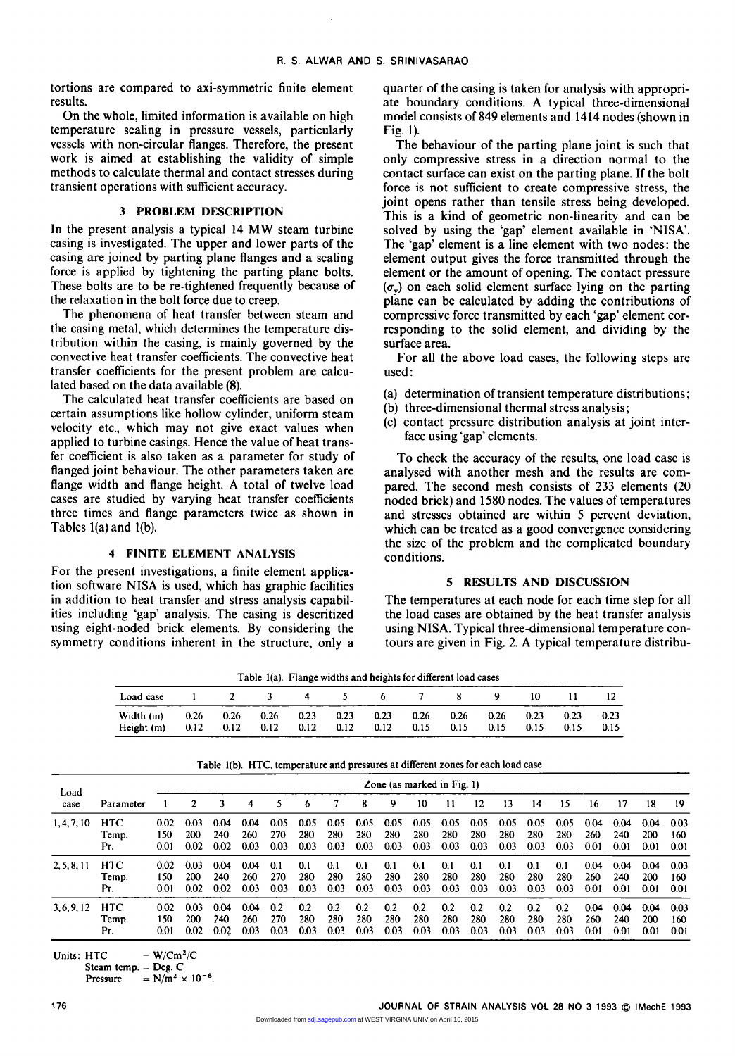tortions are compared to axi-symmetric finite element results.

On the whole, limited information is available on high temperature sealing in pressure vessels, particularly vessels with non-circular flanges. Therefore, the present work is aimed at establishing the validity of simple methods to calculate thermal and contact stresses during transient operations with sufficient accuracy.

## 3 PROBLEM DESCRIPTION

In the present analysis a typical 14 MW steam turbine casing is investigated. The upper and lower parts of the casing are joined by parting plane flanges and a sealing force is applied by tightening the parting plane bolts. These bolts are to be re-tightened frequently because of the relaxation in the bolt force due to creep.

The phenomena of heat transfer between steam and the casing metal, which determines the temperature distribution within the casing, is mainly governed by the convective heat transfer coefficients. The convective heat transfer coefficients for the present problem are calculated based on the data available (**8**).

The calculated heat transfer coefficients are based on certain assumptions like hollow cylinder, uniform steam velocity etc., which may not give exact values when applied to turbine casings. Hence the value of heat transfer coefficient is also taken as a parameter for study of flanged joint behaviour. The other parameters taken are flange width and flange height. A total of twelve load cases are studied by varying heat transfer coefficients three times and flange parameters twice as shown in Tables 1(a) and 1(b).

## 4 FINITE ELEMENT ANALYSIS

For the present investigations, a finite element application software NISA is used, which has graphic facilities in addition to heat transfer and stress analysis capabilities including 'gap' analysis. The casing is descritized using eight-noded brick elements. By considering the symmetry conditions inherent in the structure, only a quarter of the casing is taken for analysis with appropriate boundary conditions. A typical three-dimensional model consists of 849 elements and 1414 nodes (shown in Fig. 1).

The behaviour of the parting plane joint is such that only compressive stress in a direction normal to the contact surface can exist on the parting plane. If the bolt force is not sufficient to create compressive stress, the joint opens rather than tensile stress being developed. This is a kind of geometric non-linearity and can be solved by using the 'gap' element available in 'NISA'. The 'gap' element is a line element with two nodes: the element output gives the force transmitted through the element or the amount of opening. The contact pressure ($\sigma_y$) on each solid element surface lying on the parting plane can be calculated by adding the contributions of compressive force transmitted by each 'gap' element corresponding to the solid element, and dividing by the surface area.

For all the above load cases, the following steps are used:

(a) determination of transient temperature distributions;
(b) three-dimensional thermal stress analysis;
(c) contact pressure distribution analysis at joint interface using 'gap' elements.

To check the accuracy of the results, one load case is analysed with another mesh and the results are compared. The second mesh consists of 233 elements (20 noded brick) and 1580 nodes. The values of temperatures and stresses obtained are within 5 percent deviation, which can be treated as a good convergence considering the size of the problem and the complicated boundary conditions.

## 5 RESULTS AND DISCUSSION

The temperatures at each node for each time step for all the load cases are obtained by the heat transfer analysis using NISA. Typical three-dimensional temperature contours are given in Fig. 2. A typical temperature distribu-

Table 1(a). Flange widths and heights for different load cases

| Load case | 1 | 2 | 3 | 4 | 5 | 6 | 7 | 8 | 9 | 10 | 11 | 12 |
|---|---|---|---|---|---|---|---|---|---|---|---|---|
| Width (m) | 0.26 | 0.26 | 0.26 | 0.23 | 0.23 | 0.23 | 0.26 | 0.26 | 0.26 | 0.23 | 0.23 | 0.23 |
| Height (m) | 0.12 | 0.12 | 0.12 | 0.12 | 0.12 | 0.12 | 0.15 | 0.15 | 0.15 | 0.15 | 0.15 | 0.15 |

Table 1(b). HTC, temperature and pressures at different zones for each load case

| Load case | Parameter | Zone (as marked in Fig. 1) | | | | | | | | | | | | | | | | | | |
|---|---|---|---|---|---|---|---|---|---|---|---|---|---|---|---|---|---|---|---|---|
| | | 1 | 2 | 3 | 4 | 5 | 6 | 7 | 8 | 9 | 10 | 11 | 12 | 13 | 14 | 15 | 16 | 17 | 18 | 19 |
| 1, 4, 7, 10 | HTC | 0.02 | 0.03 | 0.04 | 0.04 | 0.05 | 0.05 | 0.05 | 0.05 | 0.05 | 0.05 | 0.05 | 0.05 | 0.05 | 0.05 | 0.05 | 0.04 | 0.04 | 0.04 | 0.03 |
| | Temp. | 150 | 200 | 240 | 260 | 270 | 280 | 280 | 280 | 280 | 280 | 280 | 280 | 280 | 280 | 280 | 260 | 240 | 200 | 160 |
| | Pr. | 0.01 | 0.02 | 0.02 | 0.03 | 0.03 | 0.03 | 0.03 | 0.03 | 0.03 | 0.03 | 0.03 | 0.03 | 0.03 | 0.03 | 0.03 | 0.01 | 0.01 | 0.01 | 0.01 |
| 2, 5, 8, 11 | HTC | 0.02 | 0.03 | 0.04 | 0.04 | 0.1 | 0.1 | 0.1 | 0.1 | 0.1 | 0.1 | 0.1 | 0.1 | 0.1 | 0.1 | 0.1 | 0.04 | 0.04 | 0.04 | 0.03 |
| | Temp. | 150 | 200 | 240 | 260 | 270 | 280 | 280 | 280 | 280 | 280 | 280 | 280 | 280 | 280 | 280 | 260 | 240 | 200 | 160 |
| | Pr. | 0.01 | 0.02 | 0.02 | 0.03 | 0.03 | 0.03 | 0.03 | 0.03 | 0.03 | 0.03 | 0.03 | 0.03 | 0.03 | 0.03 | 0.03 | 0.01 | 0.01 | 0.01 | 0.01 |
| 3, 6, 9, 12 | HTC | 0.02 | 0.03 | 0.04 | 0.04 | 0.2 | 0.2 | 0.2 | 0.2 | 0.2 | 0.2 | 0.2 | 0.2 | 0.2 | 0.2 | 0.2 | 0.04 | 0.04 | 0.04 | 0.03 |
| | Temp. | 150 | 200 | 240 | 260 | 270 | 280 | 280 | 280 | 280 | 280 | 280 | 280 | 280 | 280 | 280 | 260 | 240 | 200 | 160 |
| | Pr. | 0.01 | 0.02 | 0.02 | 0.03 | 0.03 | 0.03 | 0.03 | 0.03 | 0.03 | 0.03 | 0.03 | 0.03 | 0.03 | 0.03 | 0.03 | 0.01 | 0.01 | 0.01 | 0.01 |

Units: HTC $= \text{W/Cm}^2\text{/C}$
Steam temp. = Deg. C
Pressure $= \text{N/m}^2 \times 10^{-8}$.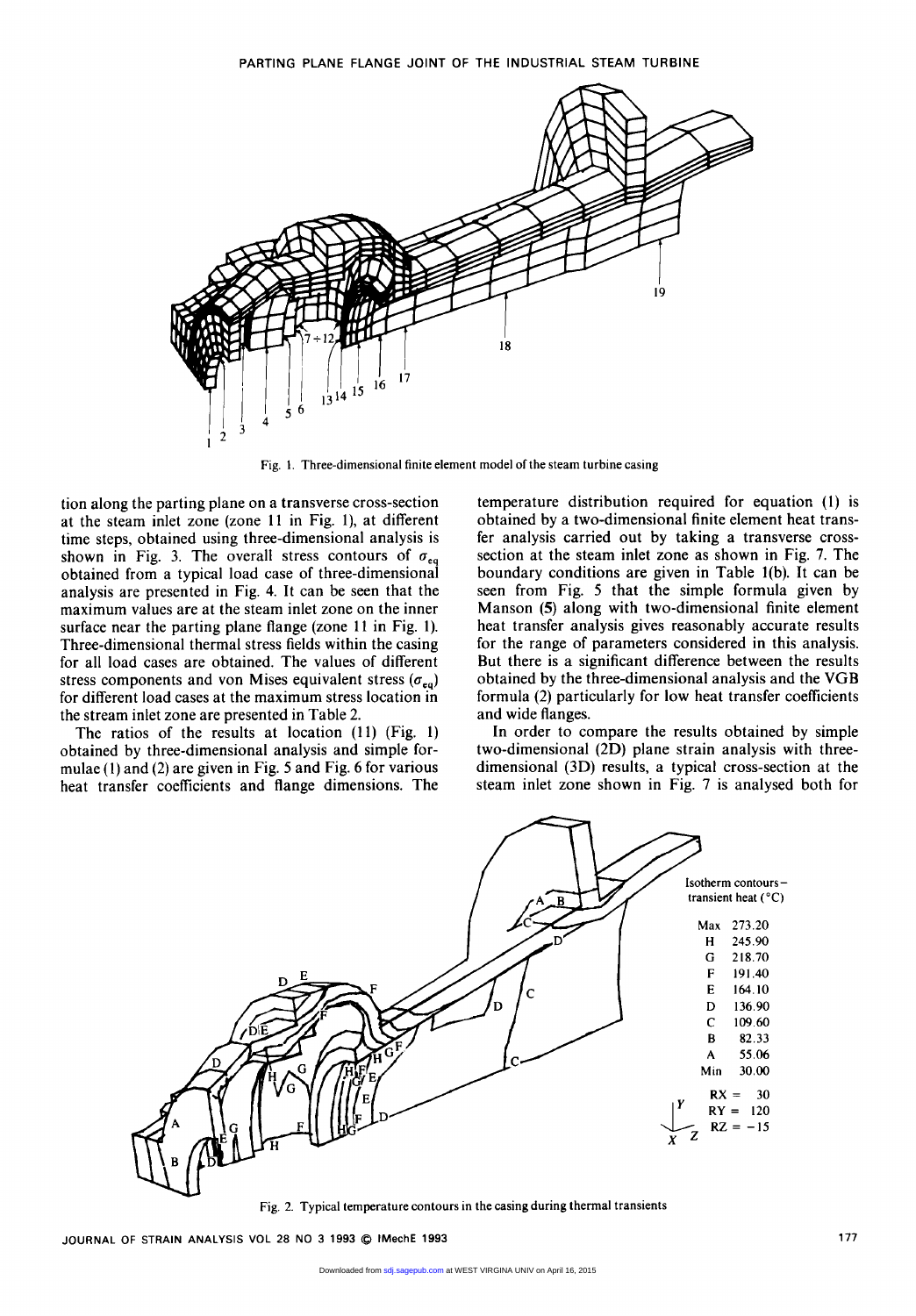Fig. 1. Three-dimensional finite element model of the steam turbine casing

tion along the parting plane on a transverse cross-section at the steam inlet zone (zone 11 in Fig. 1), at different time steps, obtained using three-dimensional analysis is shown in Fig. 3. The overall stress contours of $\sigma_{eq}$ obtained from a typical load case of three-dimensional analysis are presented in Fig. 4. It can be seen that the maximum values are at the steam inlet zone on the inner surface near the parting plane flange (zone 11 in Fig. 1). Three-dimensional thermal stress fields within the casing for all load cases are obtained. The values of different stress components and von Mises equivalent stress ($\sigma_{eq}$) for different load cases at the maximum stress location in the stream inlet zone are presented in Table 2.

The ratios of the results at location (11) (Fig. 1) obtained by three-dimensional analysis and simple formulae (1) and (2) are given in Fig. 5 and Fig. 6 for various heat transfer coefficients and flange dimensions. The temperature distribution required for equation (1) is obtained by a two-dimensional finite element heat transfer analysis carried out by taking a transverse cross-section at the steam inlet zone as shown in Fig. 7. The boundary conditions are given in Table 1(b). It can be seen from Fig. 5 that the simple formula given by Manson (5) along with two-dimensional finite element heat transfer analysis gives reasonably accurate results for the range of parameters considered in this analysis. But there is a significant difference between the results obtained by the three-dimensional analysis and the VGB formula (2) particularly for low heat transfer coefficients and wide flanges.

In order to compare the results obtained by simple two-dimensional (2D) plane strain analysis with three-dimensional (3D) results, a typical cross-section at the steam inlet zone shown in Fig. 7 is analysed both for

Fig. 2. Typical temperature contours in the casing during thermal transients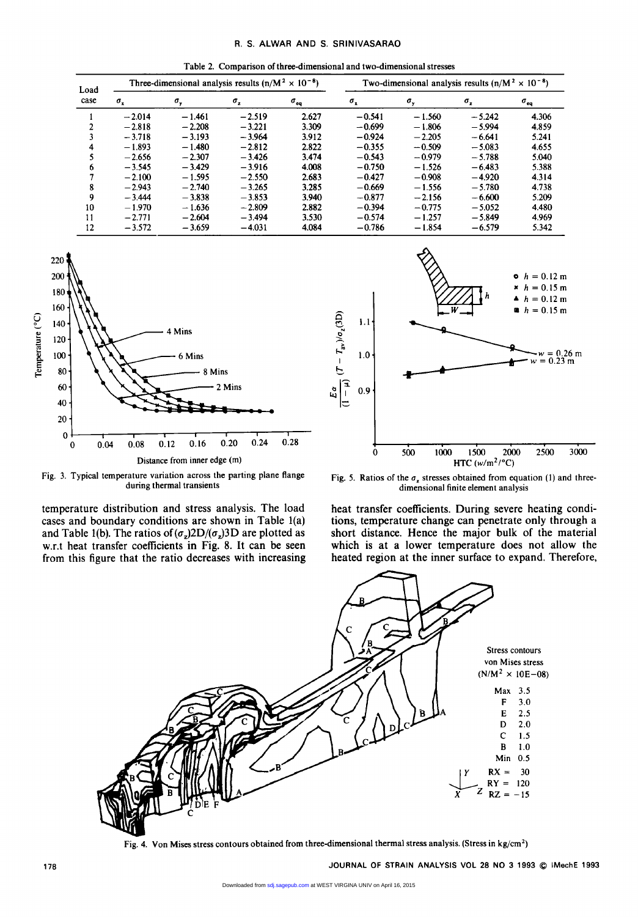Table 2. Comparison of three-dimensional and two-dimensional stresses

| Load case | Three-dimensional analysis results ($n/M^2 \times 10^{-8}$) | | | | Two-dimensional analysis results ($n/M^2 \times 10^{-8}$) | | | |
|---|---|---|---|---|---|---|---|---|
| | $\sigma_x$ | $\sigma_y$ | $\sigma_z$ | $\sigma_{eq}$ | $\sigma_x$ | $\sigma_y$ | $\sigma_z$ | $\sigma_{eq}$ |
| 1 | −2.014 | −1.461 | −2.519 | 2.627 | −0.541 | −1.560 | −5.242 | 4.306 |
| 2 | −2.818 | −2.208 | −3.221 | 3.309 | −0.699 | −1.806 | −5.994 | 4.859 |
| 3 | −3.718 | −3.193 | −3.964 | 3.912 | −0.924 | −2.205 | −6.641 | 5.241 |
| 4 | −1.893 | −1.480 | −2.812 | 2.822 | −0.355 | −0.509 | −5.083 | 4.655 |
| 5 | −2.656 | −2.307 | −3.426 | 3.474 | −0.543 | −0.979 | −5.788 | 5.040 |
| 6 | −3.545 | −3.429 | −3.916 | 4.008 | −0.750 | −1.526 | −6.483 | 5.388 |
| 7 | −2.100 | −1.595 | −2.550 | 2.683 | −0.427 | −0.908 | −4.920 | 4.314 |
| 8 | −2.943 | −2.740 | −3.265 | 3.285 | −0.669 | −1.556 | −5.780 | 4.738 |
| 9 | −3.444 | −3.838 | −3.853 | 3.940 | −0.877 | −2.156 | −6.600 | 5.209 |
| 10 | −1.970 | −1.636 | −2.809 | 2.882 | −0.394 | −0.775 | −5.052 | 4.480 |
| 11 | −2.771 | −2.604 | −3.494 | 3.530 | −0.574 | −1.257 | −5.849 | 4.969 |
| 12 | −3.572 | −3.659 | −4.031 | 4.084 | −0.786 | −1.854 | −6.579 | 5.342 |

Fig. 3. Typical temperature variation across the parting plane flange during thermal transients

Fig. 5. Ratios of the $\sigma_z$ stresses obtained from equation (1) and three-dimensional finite element analysis

temperature distribution and stress analysis. The load cases and boundary conditions are shown in Table 1(a) and Table 1(b). The ratios of $(\sigma_z)2D/(\sigma_z)3D$ are plotted as w.r.t heat transfer coefficients in Fig. 8. It can be seen from this figure that the ratio decreases with increasing heat transfer coefficients. During severe heating conditions, temperature change can penetrate only through a short distance. Hence the major bulk of the material which is at a lower temperature does not allow the heated region at the inner surface to expand. Therefore,

Fig. 4. Von Mises stress contours obtained from three-dimensional thermal stress analysis. (Stress in kg/cm$^2$)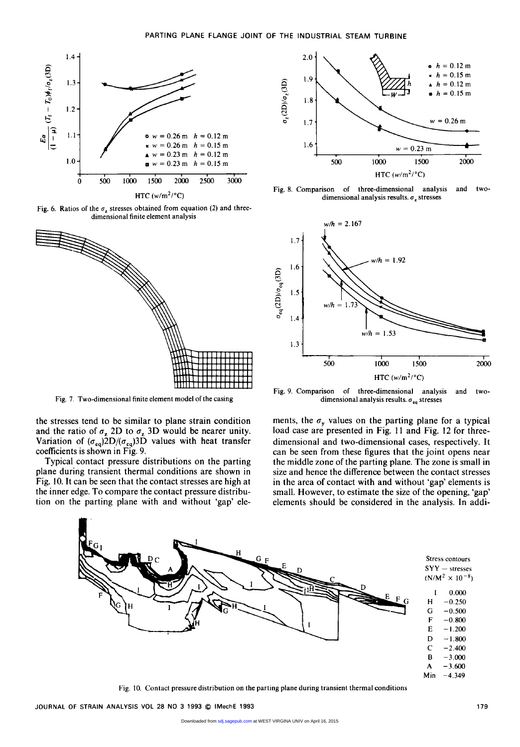Fig. 6. Ratios of the $\sigma_z$ stresses obtained from equation (2) and three-dimensional finite element analysis

Fig. 7. Two-dimensional finite element model of the casing

Fig. 8. Comparison of three-dimensional analysis and two-dimensional analysis results. $\sigma_z$ stresses

Fig. 9. Comparison of three-dimensional analysis and two-dimensional analysis results. $\sigma_{eq}$ stresses

the stresses tend to be similar to plane strain condition and the ratio of $\sigma_z$ 2D to $\sigma_z$ 3D would be nearer unity. Variation of $(\sigma_{eq})2D/(\sigma_{eq})3D$ values with heat transfer coefficients is shown in Fig. 9.

Typical contact pressure distributions on the parting plane during transient thermal conditions are shown in Fig. 10. It can be seen that the contact stresses are high at the inner edge. To compare the contact pressure distribution on the parting plane with and without 'gap' elements, the $\sigma_y$ values on the parting plane for a typical load case are presented in Fig. 11 and Fig. 12 for three-dimensional and two-dimensional cases, respectively. It can be seen from these figures that the joint opens near the middle zone of the parting plane. The zone is small in size and hence the difference between the contact stresses in the area of contact with and without 'gap' elements is small. However, to estimate the size of the opening, 'gap' elements should be considered in the analysis. In addi-

Fig. 10. Contact pressure distribution on the parting plane during transient thermal conditions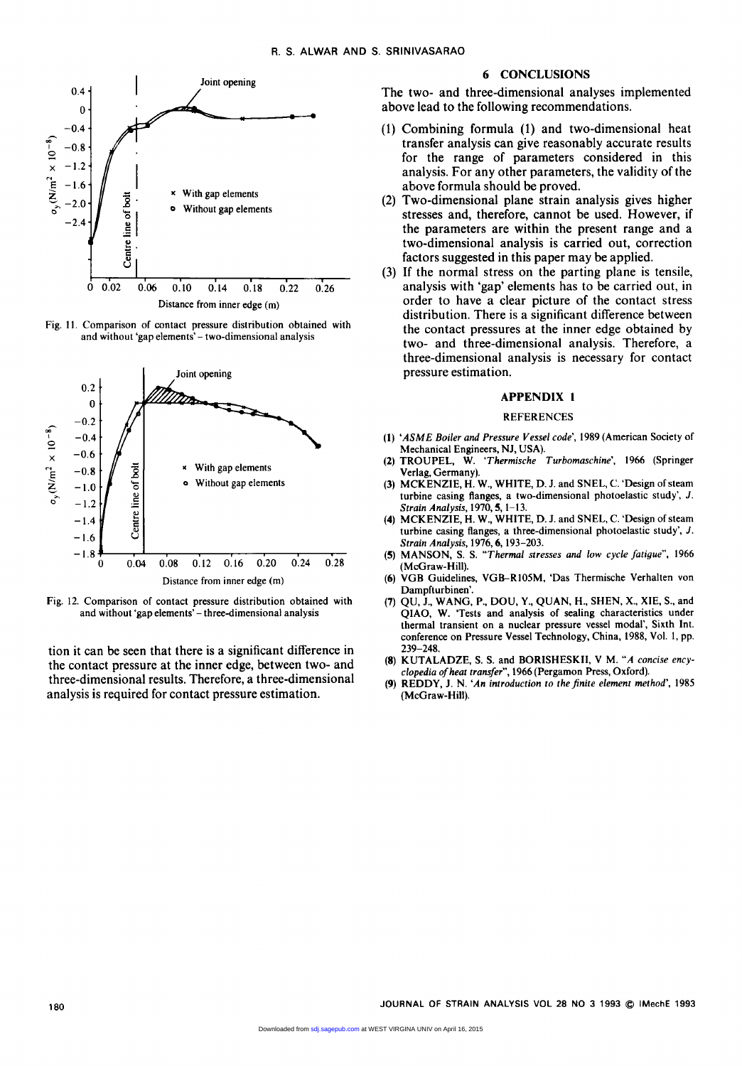Joint opening

0.4
0
−0.4
−0.8
−1.2
−1.6
−2.0
−2.4

$\sigma_y$ (N/m$^2$ × $10^{-8}$)

Centre line of bolt

× With gap elements
o Without gap elements

0 0.02 0.06 0.10 0.14 0.18 0.22 0.26

Distance from inner edge (m)

Fig. 11. Comparison of contact pressure distribution obtained with and without 'gap elements' – two-dimensional analysis

Joint opening

0.2
0
−0.2
−0.4
−0.6
−0.8
−1.0
−1.2
−1.4
−1.6
−1.8

$\sigma_y$ (N/m$^2$ × $10^{-8}$)

Centre line of bolt

× With gap elements
o Without gap elements

0 0.04 0.08 0.12 0.16 0.20 0.24 0.28

Distance from inner edge (m)

Fig. 12. Comparison of contact pressure distribution obtained with and without 'gap elements' – three-dimensional analysis

tion it can be seen that there is a significant difference in the contact pressure at the inner edge, between two- and three-dimensional results. Therefore, a three-dimensional analysis is required for contact pressure estimation.

## 6 CONCLUSIONS

The two- and three-dimensional analyses implemented above lead to the following recommendations.

(1) Combining formula (1) and two-dimensional heat transfer analysis can give reasonably accurate results for the range of parameters considered in this analysis. For any other parameters, the validity of the above formula should be proved.

(2) Two-dimensional plane strain analysis gives higher stresses and, therefore, cannot be used. However, if the parameters are within the present range and a two-dimensional analysis is carried out, correction factors suggested in this paper may be applied.

(3) If the normal stress on the parting plane is tensile, analysis with 'gap' elements has to be carried out, in order to have a clear picture of the contact stress distribution. There is a significant difference between the contact pressures at the inner edge obtained by two- and three-dimensional analysis. Therefore, a three-dimensional analysis is necessary for contact pressure estimation.

## APPENDIX 1

### REFERENCES

**(1)** *'ASME Boiler and Pressure Vessel code'*, 1989 (American Society of Mechanical Engineers, NJ, USA).

**(2)** TROUPEL, W. *'Thermische Turbomaschine'*, 1966 (Springer Verlag, Germany).

**(3)** MCKENZIE, H. W., WHITE, D. J. and SNEL, C. 'Design of steam turbine casing flanges, a two-dimensional photoelastic study', *J. Strain Analysis*, 1970, **5**, 1–13.

**(4)** MCKENZIE, H. W., WHITE, D. J. and SNEL, C. 'Design of steam turbine casing flanges, a three-dimensional photoelastic study', *J. Strain Analysis*, 1976, **6**, 193–203.

**(5)** MANSON, S. S. *"Thermal stresses and low cycle fatigue"*, 1966 (McGraw-Hill).

**(6)** VGB Guidelines, VGB–R105M, 'Das Thermische Verhalten von Dampfturbinen'.

**(7)** QU, J., WANG, P., DOU, Y., QUAN, H., SHEN, X., XIE, S., and QIAO, W. 'Tests and analysis of sealing characteristics under thermal transient on a nuclear pressure vessel modal', Sixth Int. conference on Pressure Vessel Technology, China, 1988, Vol. 1, pp. 239–248.

**(8)** KUTALADZE, S. S. and BORISHESKII, V M. *"A concise encyclopedia of heat transfer"*, 1966 (Pergamon Press, Oxford).

**(9)** REDDY, J. N. *'An introduction to the finite element method'*, 1985 (McGraw-Hill).